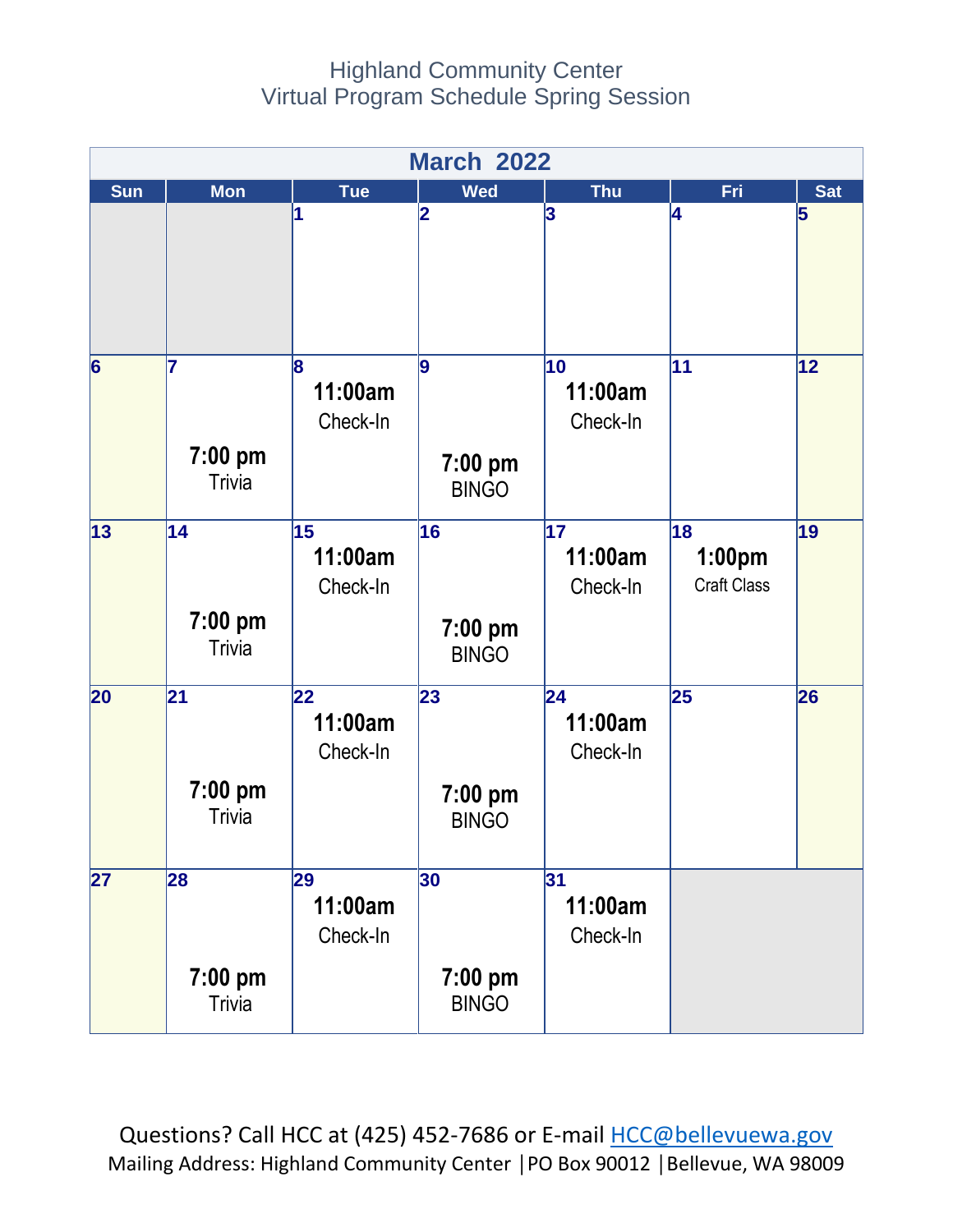# Highland Community Center
## Virtual Program Schedule Spring Session

| March 2022 | | | | | | |
|---|---|---|---|---|---|---|
| **Sun** | **Mon** | **Tue** | **Wed** | **Thu** | **Fri** | **Sat** |
| | | 1 | 2 | 3 | 4 | 5 |
| 6 | 7<br>**7:00 pm**<br>Trivia | 8<br>**11:00am**<br>Check-In | 9<br>**7:00 pm**<br>BINGO | 10<br>**11:00am**<br>Check-In | 11 | 12 |
| 13 | 14<br>**7:00 pm**<br>Trivia | 15<br>**11:00am**<br>Check-In | 16<br>**7:00 pm**<br>BINGO | 17<br>**11:00am**<br>Check-In | 18<br>**1:00pm**<br>Craft Class | 19 |
| 20 | 21<br>**7:00 pm**<br>Trivia | 22<br>**11:00am**<br>Check-In | 23<br>**7:00 pm**<br>BINGO | 24<br>**11:00am**<br>Check-In | 25 | 26 |
| 27 | 28<br>**7:00 pm**<br>Trivia | 29<br>**11:00am**<br>Check-In | 30<br>**7:00 pm**<br>BINGO | 31<br>**11:00am**<br>Check-In | | |

Questions? Call HCC at (425) 452-7686 or E-mail [HCC@bellevuewa.gov](mailto:HCC@bellevuewa.gov)

Mailing Address: Highland Community Center | PO Box 90012 | Bellevue, WA 98009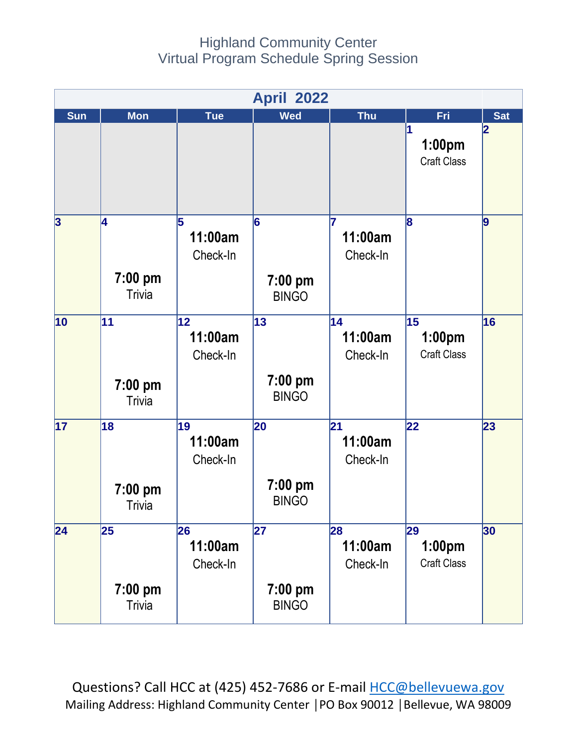Highland Community Center
Virtual Program Schedule Spring Session

## April 2022

| Sun | Mon | Tue | Wed | Thu | Fri | Sat |
|---|---|---|---|---|---|---|
| | | | | | 1 **1:00pm** Craft Class | 2 |
| 3 | 4 **7:00 pm** Trivia | 5 **11:00am** Check-In | 6 **7:00 pm** BINGO | 7 **11:00am** Check-In | 8 | 9 |
| 10 | 11 **7:00 pm** Trivia | 12 **11:00am** Check-In | 13 **7:00 pm** BINGO | 14 **11:00am** Check-In | 15 **1:00pm** Craft Class | 16 |
| 17 | 18 **7:00 pm** Trivia | 19 **11:00am** Check-In | 20 **7:00 pm** BINGO | 21 **11:00am** Check-In | 22 | 23 |
| 24 | 25 **7:00 pm** Trivia | 26 **11:00am** Check-In | 27 **7:00 pm** BINGO | 28 **11:00am** Check-In | 29 **1:00pm** Craft Class | 30 |

Questions? Call HCC at (425) 452-7686 or E-mail HCC@bellevuewa.gov
Mailing Address: Highland Community Center │PO Box 90012 │Bellevue, WA 98009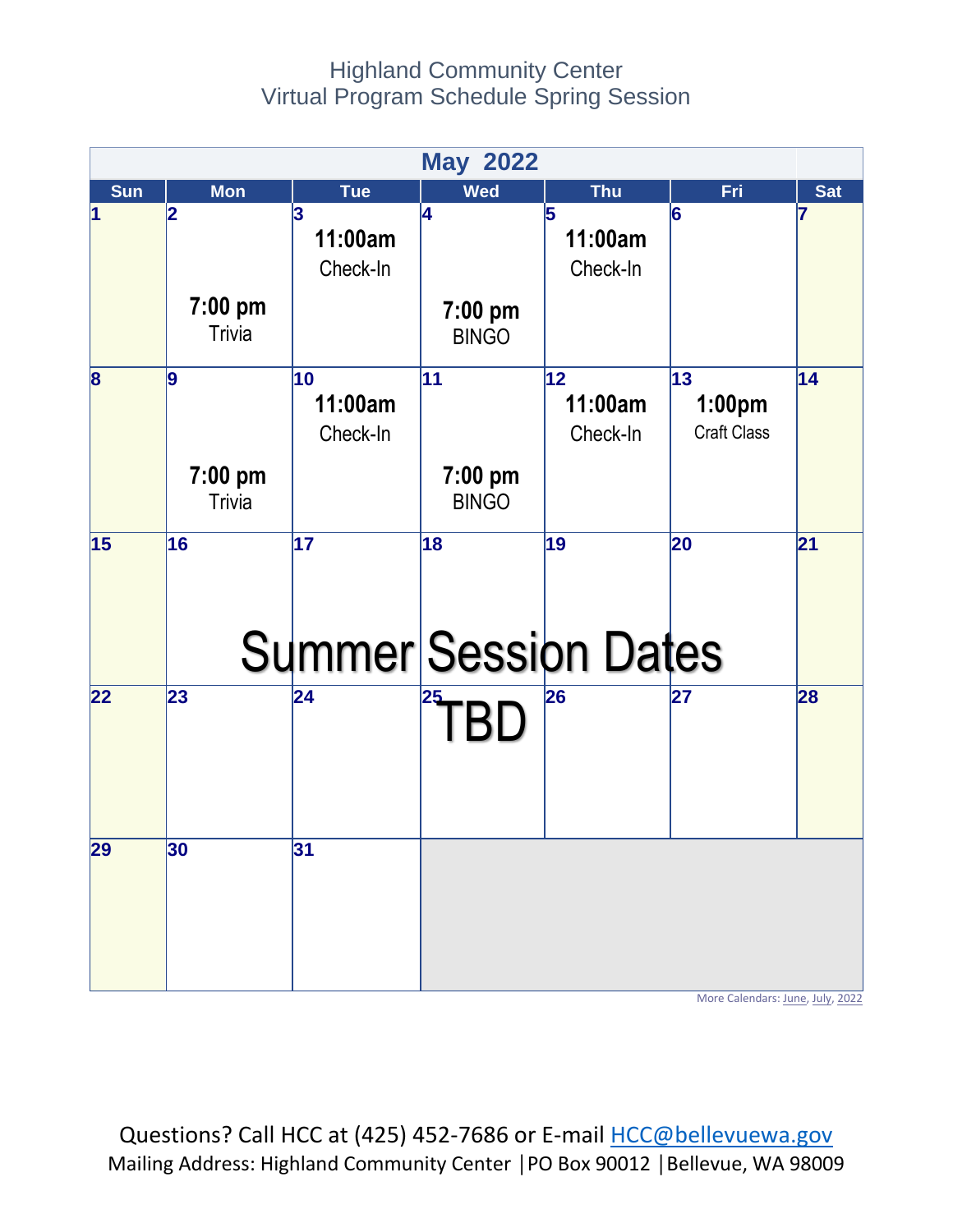Highland Community Center
Virtual Program Schedule Spring Session

| May 2022 | | | | | | |
|---|---|---|---|---|---|---|
| Sun | Mon | Tue | Wed | Thu | Fri | Sat |
| 1 | 2<br>7:00 pm<br>Trivia | 3<br>11:00am<br>Check-In | 4<br>7:00 pm<br>BINGO | 5<br>11:00am<br>Check-In | 6 | 7 |
| 8 | 9<br>7:00 pm<br>Trivia | 10<br>11:00am<br>Check-In | 11<br>7:00 pm<br>BINGO | 12<br>11:00am<br>Check-In | 13<br>1:00pm<br>Craft Class | 14 |
| 15 | 16 | 17 | 18 | 19 | 20 | 21 |
| 22 | 23 | 24 | 25 | 26 | 27 | 28 |
| 29 | 30 | 31 | | | | |

Summer Session Dates TBD

More Calendars: June, July, 2022

Questions? Call HCC at (425) 452-7686 or E-mail HCC@bellevuewa.gov
Mailing Address: Highland Community Center | PO Box 90012 | Bellevue, WA 98009